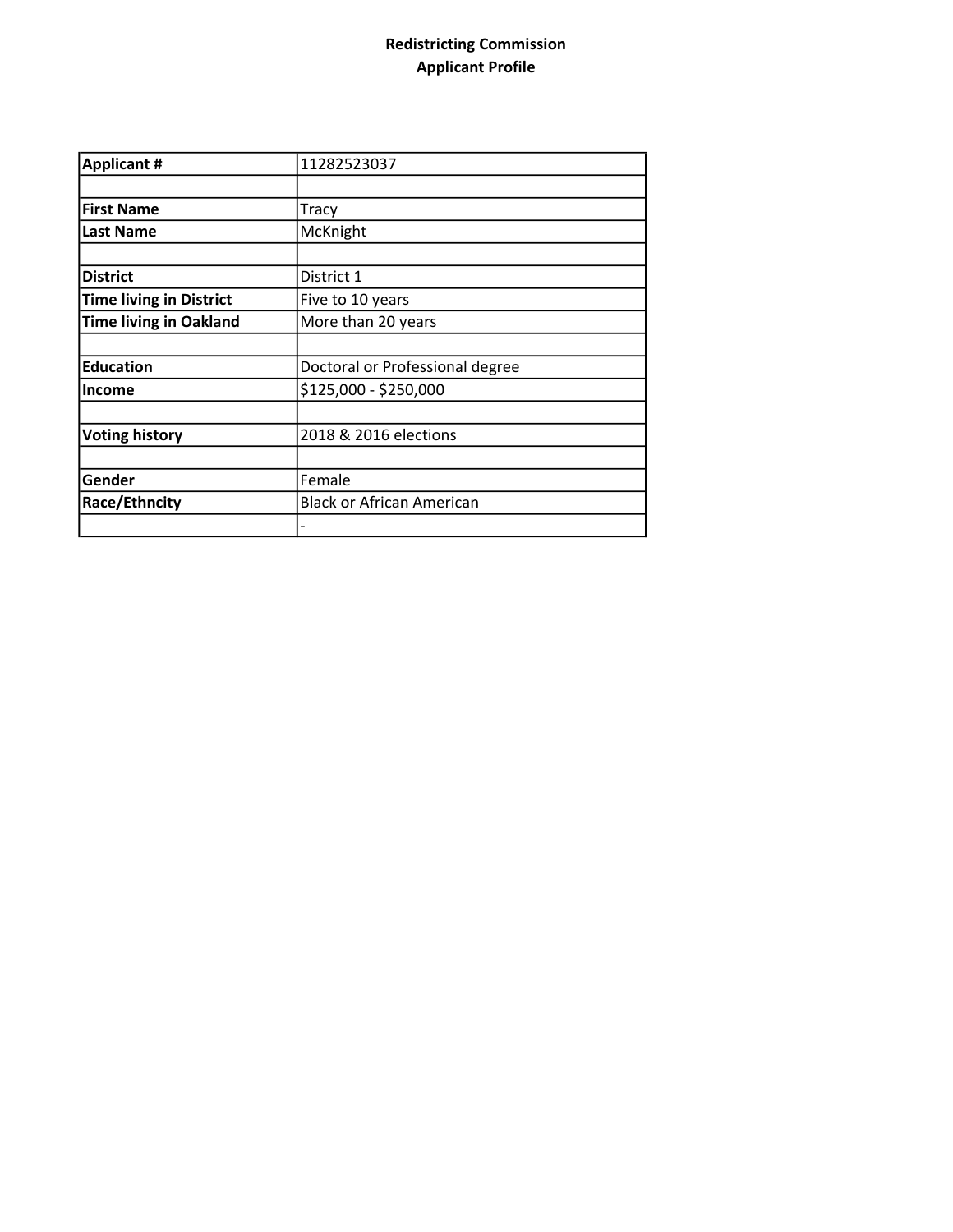**Redistricting Commission**
**Applicant Profile**

| | |
|---|---|
| **Applicant #** | 11282523037 |
| | |
| **First Name** | Tracy |
| **Last Name** | McKnight |
| | |
| **District** | District 1 |
| **Time living in District** | Five to 10 years |
| **Time living in Oakland** | More than 20 years |
| | |
| **Education** | Doctoral or Professional degree |
| **Income** | $125,000 - $250,000 |
| | |
| **Voting history** | 2018 & 2016 elections |
| | |
| **Gender** | Female |
| **Race/Ethncity** | Black or African American |
| | - |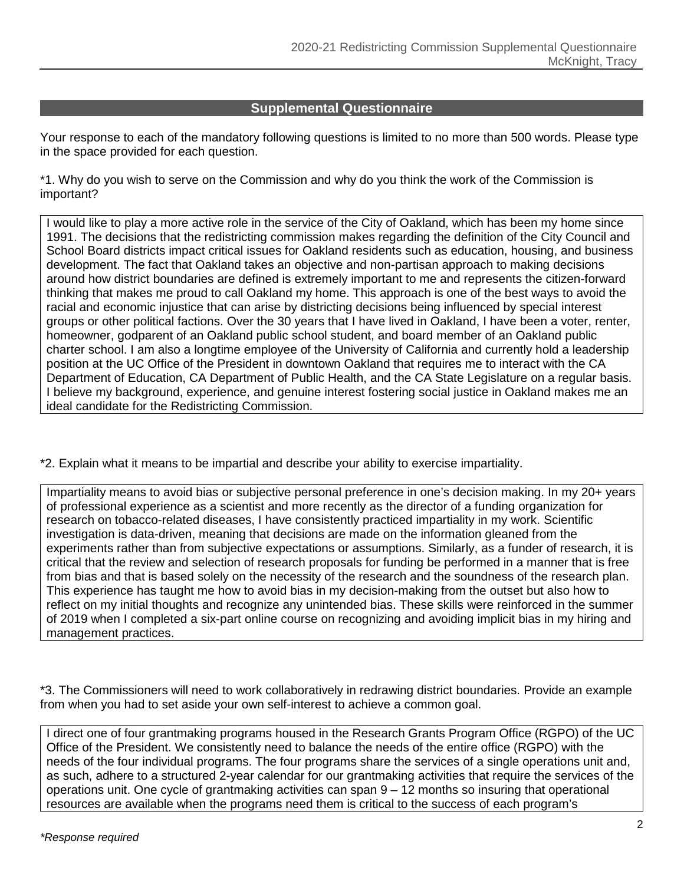## Supplemental Questionnaire

Your response to each of the mandatory following questions is limited to no more than 500 words. Please type in the space provided for each question.

*1. Why do you wish to serve on the Commission and why do you think the work of the Commission is important?

I would like to play a more active role in the service of the City of Oakland, which has been my home since 1991. The decisions that the redistricting commission makes regarding the definition of the City Council and School Board districts impact critical issues for Oakland residents such as education, housing, and business development. The fact that Oakland takes an objective and non-partisan approach to making decisions around how district boundaries are defined is extremely important to me and represents the citizen-forward thinking that makes me proud to call Oakland my home. This approach is one of the best ways to avoid the racial and economic injustice that can arise by districting decisions being influenced by special interest groups or other political factions. Over the 30 years that I have lived in Oakland, I have been a voter, renter, homeowner, godparent of an Oakland public school student, and board member of an Oakland public charter school. I am also a longtime employee of the University of California and currently hold a leadership position at the UC Office of the President in downtown Oakland that requires me to interact with the CA Department of Education, CA Department of Public Health, and the CA State Legislature on a regular basis. I believe my background, experience, and genuine interest fostering social justice in Oakland makes me an ideal candidate for the Redistricting Commission.

*2. Explain what it means to be impartial and describe your ability to exercise impartiality.

Impartiality means to avoid bias or subjective personal preference in one's decision making. In my 20+ years of professional experience as a scientist and more recently as the director of a funding organization for research on tobacco-related diseases, I have consistently practiced impartiality in my work. Scientific investigation is data-driven, meaning that decisions are made on the information gleaned from the experiments rather than from subjective expectations or assumptions. Similarly, as a funder of research, it is critical that the review and selection of research proposals for funding be performed in a manner that is free from bias and that is based solely on the necessity of the research and the soundness of the research plan. This experience has taught me how to avoid bias in my decision-making from the outset but also how to reflect on my initial thoughts and recognize any unintended bias. These skills were reinforced in the summer of 2019 when I completed a six-part online course on recognizing and avoiding implicit bias in my hiring and management practices.

*3. The Commissioners will need to work collaboratively in redrawing district boundaries. Provide an example from when you had to set aside your own self-interest to achieve a common goal.

I direct one of four grantmaking programs housed in the Research Grants Program Office (RGPO) of the UC Office of the President. We consistently need to balance the needs of the entire office (RGPO) with the needs of the four individual programs. The four programs share the services of a single operations unit and, as such, adhere to a structured 2-year calendar for our grantmaking activities that require the services of the operations unit. One cycle of grantmaking activities can span 9 – 12 months so insuring that operational resources are available when the programs need them is critical to the success of each program's

*Response required*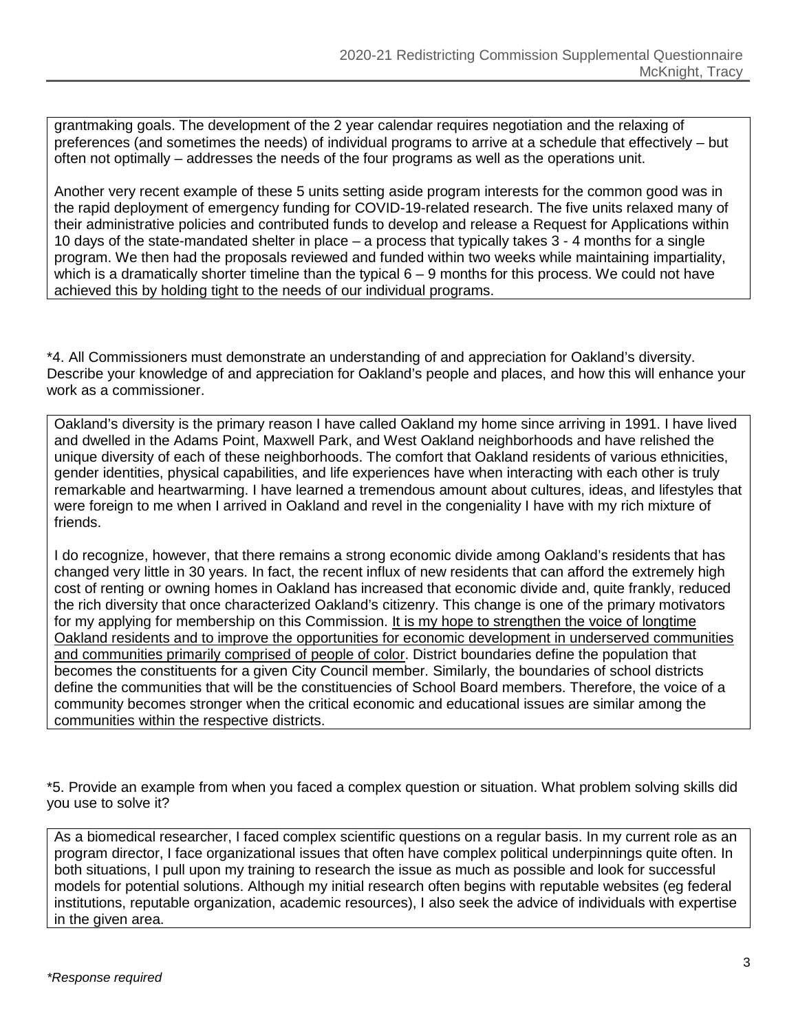grantmaking goals. The development of the 2 year calendar requires negotiation and the relaxing of preferences (and sometimes the needs) of individual programs to arrive at a schedule that effectively – but often not optimally – addresses the needs of the four programs as well as the operations unit.

Another very recent example of these 5 units setting aside program interests for the common good was in the rapid deployment of emergency funding for COVID-19-related research. The five units relaxed many of their administrative policies and contributed funds to develop and release a Request for Applications within 10 days of the state-mandated shelter in place – a process that typically takes 3 - 4 months for a single program. We then had the proposals reviewed and funded within two weeks while maintaining impartiality, which is a dramatically shorter timeline than the typical 6 – 9 months for this process. We could not have achieved this by holding tight to the needs of our individual programs.

*4. All Commissioners must demonstrate an understanding of and appreciation for Oakland's diversity. Describe your knowledge of and appreciation for Oakland's people and places, and how this will enhance your work as a commissioner.

Oakland's diversity is the primary reason I have called Oakland my home since arriving in 1991. I have lived and dwelled in the Adams Point, Maxwell Park, and West Oakland neighborhoods and have relished the unique diversity of each of these neighborhoods. The comfort that Oakland residents of various ethnicities, gender identities, physical capabilities, and life experiences have when interacting with each other is truly remarkable and heartwarming. I have learned a tremendous amount about cultures, ideas, and lifestyles that were foreign to me when I arrived in Oakland and revel in the congeniality I have with my rich mixture of friends.

I do recognize, however, that there remains a strong economic divide among Oakland's residents that has changed very little in 30 years. In fact, the recent influx of new residents that can afford the extremely high cost of renting or owning homes in Oakland has increased that economic divide and, quite frankly, reduced the rich diversity that once characterized Oakland's citizenry. This change is one of the primary motivators for my applying for membership on this Commission. <u>It is my hope to strengthen the voice of longtime Oakland residents and to improve the opportunities for economic development in underserved communities and communities primarily comprised of people of color</u>. District boundaries define the population that becomes the constituents for a given City Council member. Similarly, the boundaries of school districts define the communities that will be the constituencies of School Board members. Therefore, the voice of a community becomes stronger when the critical economic and educational issues are similar among the communities within the respective districts.

*5. Provide an example from when you faced a complex question or situation. What problem solving skills did you use to solve it?

As a biomedical researcher, I faced complex scientific questions on a regular basis. In my current role as an program director, I face organizational issues that often have complex political underpinnings quite often. In both situations, I pull upon my training to research the issue as much as possible and look for successful models for potential solutions. Although my initial research often begins with reputable websites (eg federal institutions, reputable organization, academic resources), I also seek the advice of individuals with expertise in the given area.

*Response required*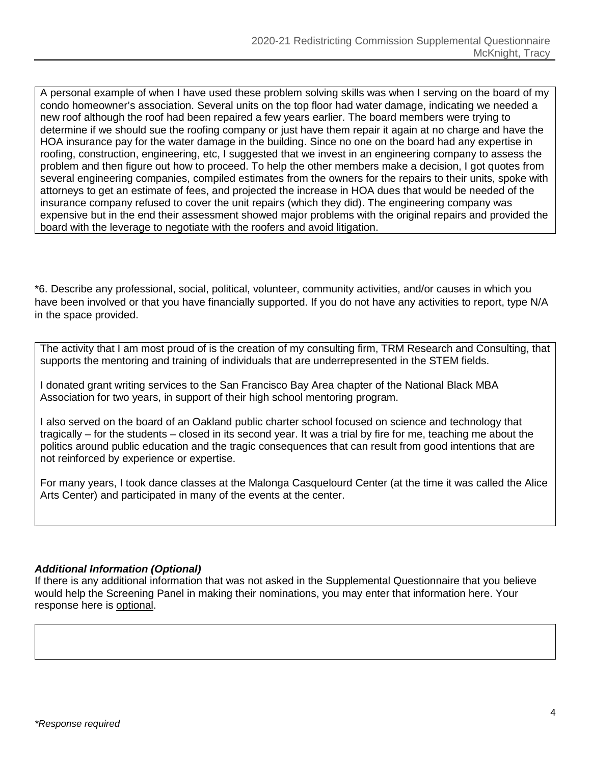A personal example of when I have used these problem solving skills was when I serving on the board of my condo homeowner's association. Several units on the top floor had water damage, indicating we needed a new roof although the roof had been repaired a few years earlier. The board members were trying to determine if we should sue the roofing company or just have them repair it again at no charge and have the HOA insurance pay for the water damage in the building. Since no one on the board had any expertise in roofing, construction, engineering, etc, I suggested that we invest in an engineering company to assess the problem and then figure out how to proceed. To help the other members make a decision, I got quotes from several engineering companies, compiled estimates from the owners for the repairs to their units, spoke with attorneys to get an estimate of fees, and projected the increase in HOA dues that would be needed of the insurance company refused to cover the unit repairs (which they did). The engineering company was expensive but in the end their assessment showed major problems with the original repairs and provided the board with the leverage to negotiate with the roofers and avoid litigation.

*6. Describe any professional, social, political, volunteer, community activities, and/or causes in which you have been involved or that you have financially supported. If you do not have any activities to report, type N/A in the space provided.

The activity that I am most proud of is the creation of my consulting firm, TRM Research and Consulting, that supports the mentoring and training of individuals that are underrepresented in the STEM fields.

I donated grant writing services to the San Francisco Bay Area chapter of the National Black MBA Association for two years, in support of their high school mentoring program.

I also served on the board of an Oakland public charter school focused on science and technology that tragically – for the students – closed in its second year. It was a trial by fire for me, teaching me about the politics around public education and the tragic consequences that can result from good intentions that are not reinforced by experience or expertise.

For many years, I took dance classes at the Malonga Casquelourd Center (at the time it was called the Alice Arts Center) and participated in many of the events at the center.

***Additional Information (Optional)***

If there is any additional information that was not asked in the Supplemental Questionnaire that you believe would help the Screening Panel in making their nominations, you may enter that information here. Your response here is <u>optional</u>.

*\*Response required*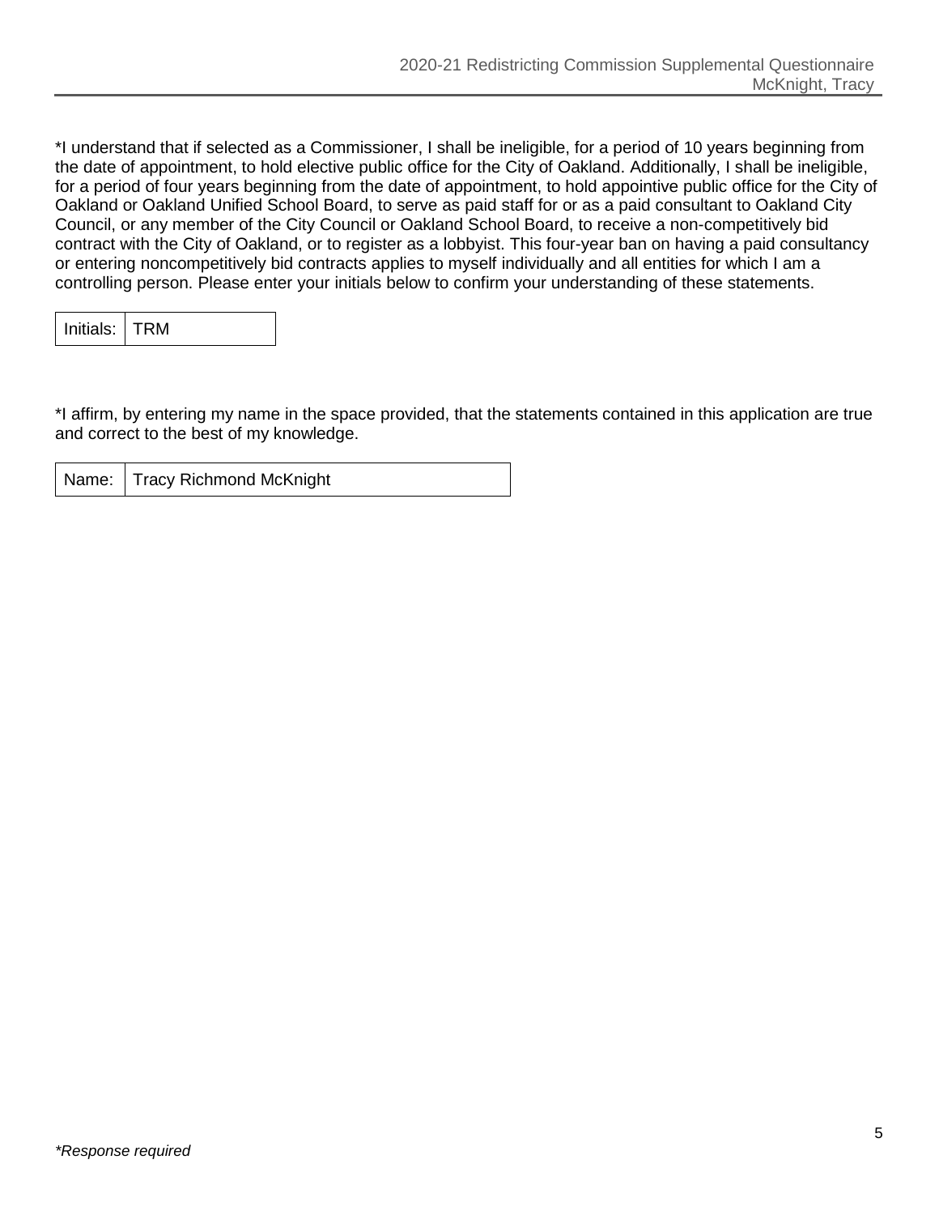*I understand that if selected as a Commissioner, I shall be ineligible, for a period of 10 years beginning from the date of appointment, to hold elective public office for the City of Oakland. Additionally, I shall be ineligible, for a period of four years beginning from the date of appointment, to hold appointive public office for the City of Oakland or Oakland Unified School Board, to serve as paid staff for or as a paid consultant to Oakland City Council, or any member of the City Council or Oakland School Board, to receive a non-competitively bid contract with the City of Oakland, or to register as a lobbyist. This four-year ban on having a paid consultancy or entering noncompetitively bid contracts applies to myself individually and all entities for which I am a controlling person. Please enter your initials below to confirm your understanding of these statements.

| | |
|---|---|
| Initials: | TRM |

*I affirm, by entering my name in the space provided, that the statements contained in this application are true and correct to the best of my knowledge.

| | |
|---|---|
| Name: | Tracy Richmond McKnight |

*\*Response required*